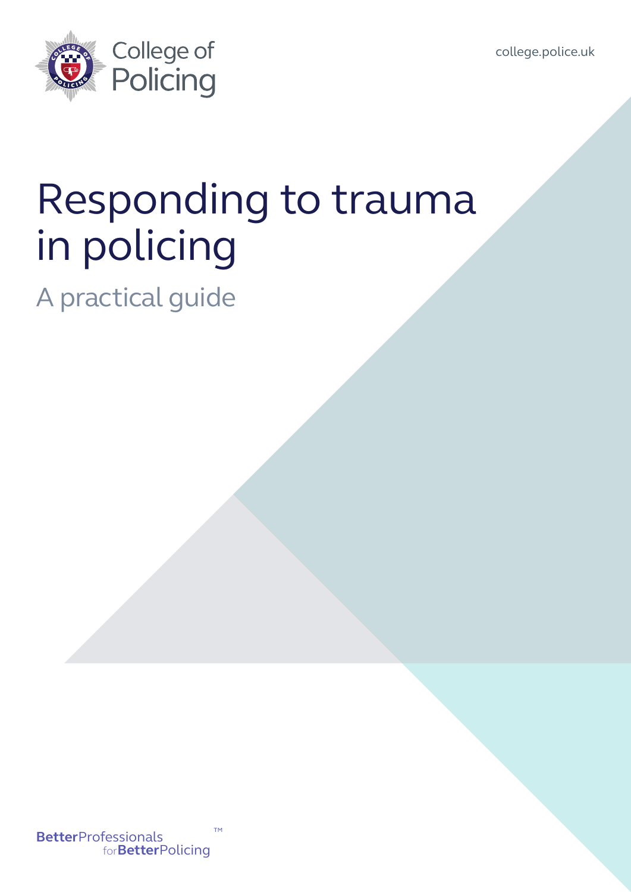College of Policing

college.police.uk

# Responding to trauma in policing

## A practical guide

BetterProfessionals for BetterPolicing™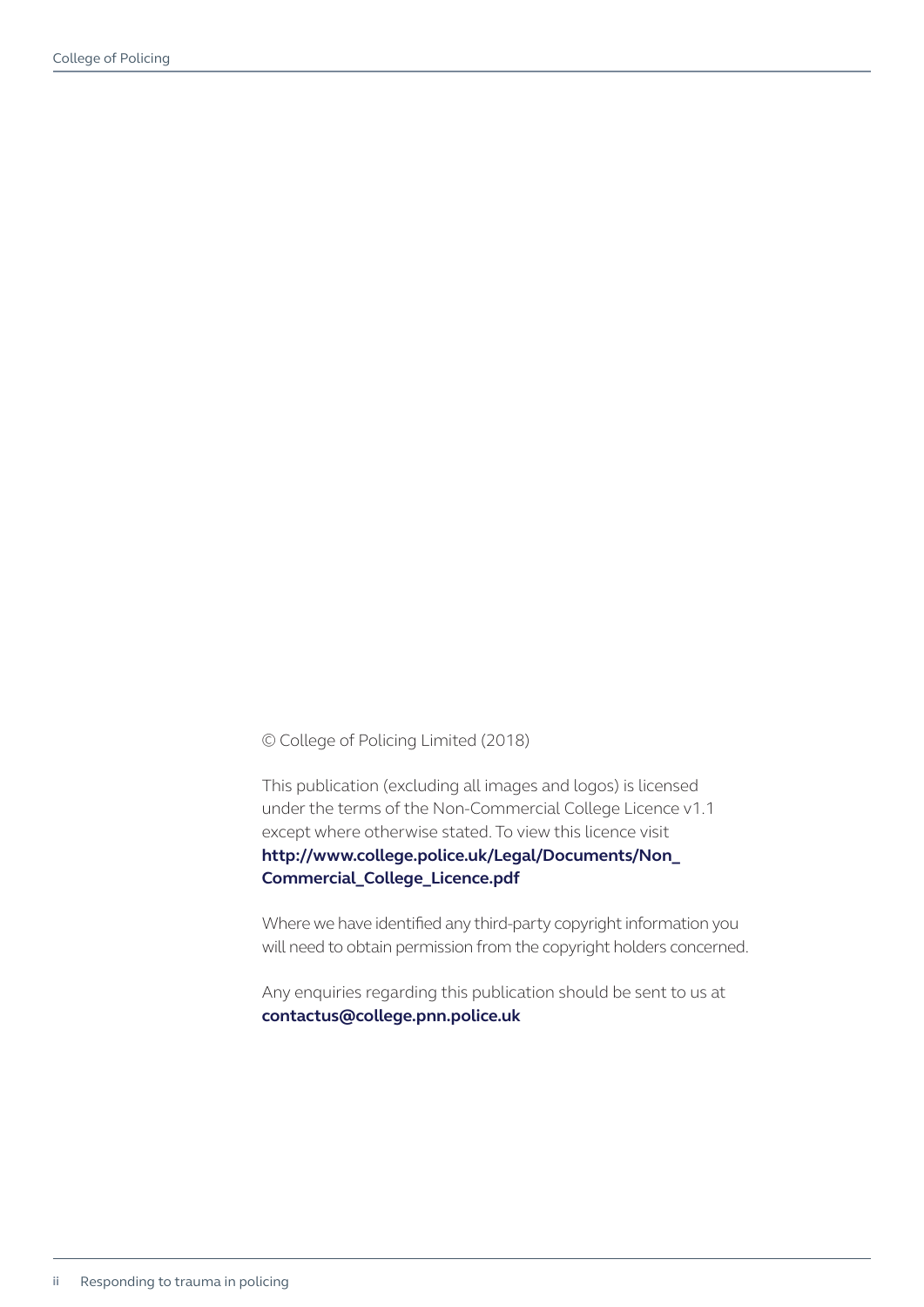© College of Policing Limited (2018)

This publication (excluding all images and logos) is licensed under the terms of the Non-Commercial College Licence v1.1 except where otherwise stated. To view this licence visit **http://www.college.police.uk/Legal/Documents/Non_Commercial_College_Licence.pdf**

Where we have identified any third-party copyright information you will need to obtain permission from the copyright holders concerned.

Any enquiries regarding this publication should be sent to us at **contactus@college.pnn.police.uk**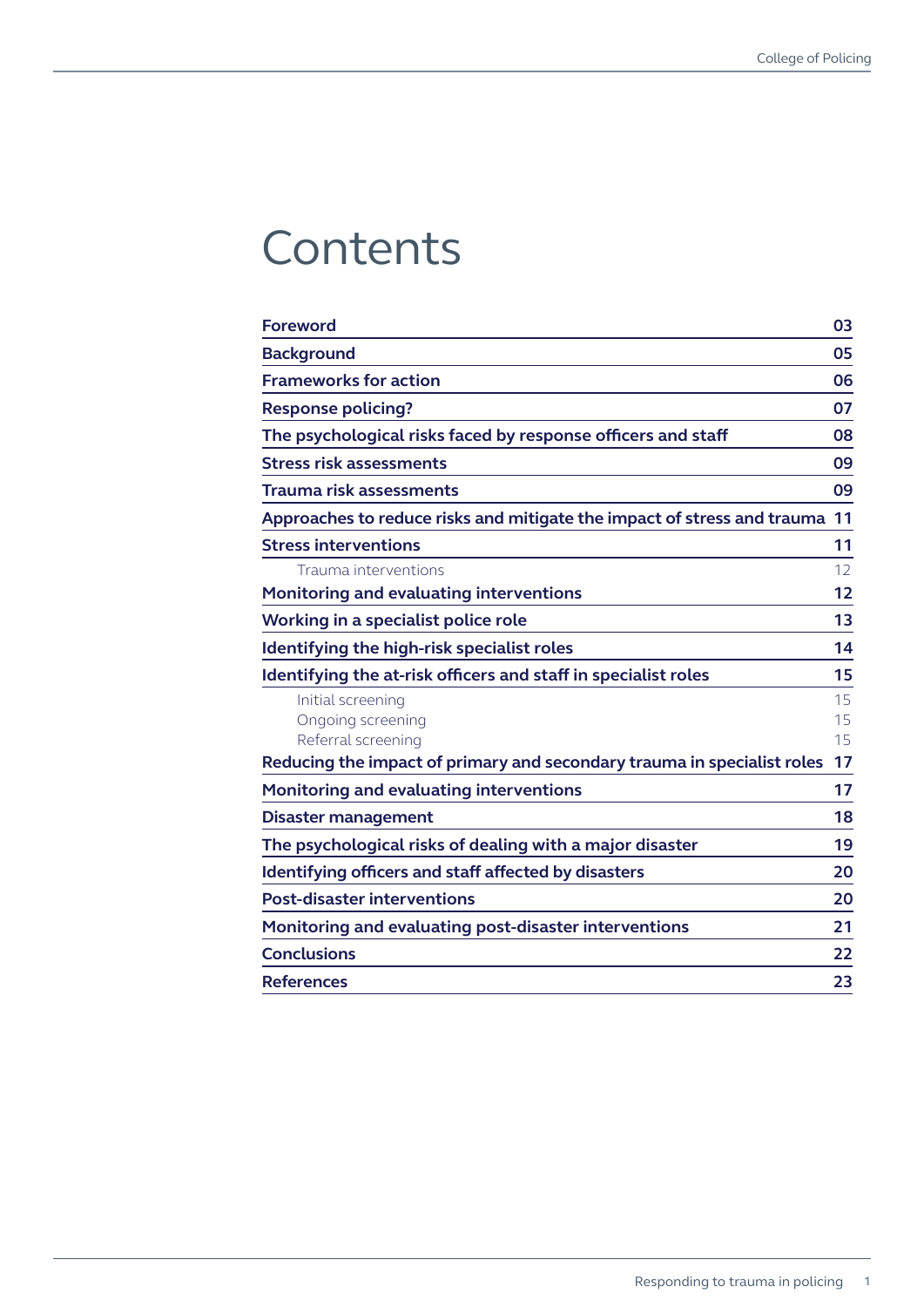# Contents

| | |
|---|---|
| **Foreword** | **03** |
| **Background** | **05** |
| **Frameworks for action** | **06** |
| **Response policing?** | **07** |
| **The psychological risks faced by response officers and staff** | **08** |
| **Stress risk assessments** | **09** |
| **Trauma risk assessments** | **09** |
| **Approaches to reduce risks and mitigate the impact of stress and trauma** | **11** |
| **Stress interventions** | **11** |
| Trauma interventions | 12 |
| **Monitoring and evaluating interventions** | **12** |
| **Working in a specialist police role** | **13** |
| **Identifying the high-risk specialist roles** | **14** |
| **Identifying the at-risk officers and staff in specialist roles** | **15** |
| Initial screening | 15 |
| Ongoing screening | 15 |
| Referral screening | 15 |
| **Reducing the impact of primary and secondary trauma in specialist roles** | **17** |
| **Monitoring and evaluating interventions** | **17** |
| **Disaster management** | **18** |
| **The psychological risks of dealing with a major disaster** | **19** |
| **Identifying officers and staff affected by disasters** | **20** |
| **Post-disaster interventions** | **20** |
| **Monitoring and evaluating post-disaster interventions** | **21** |
| **Conclusions** | **22** |
| **References** | **23** |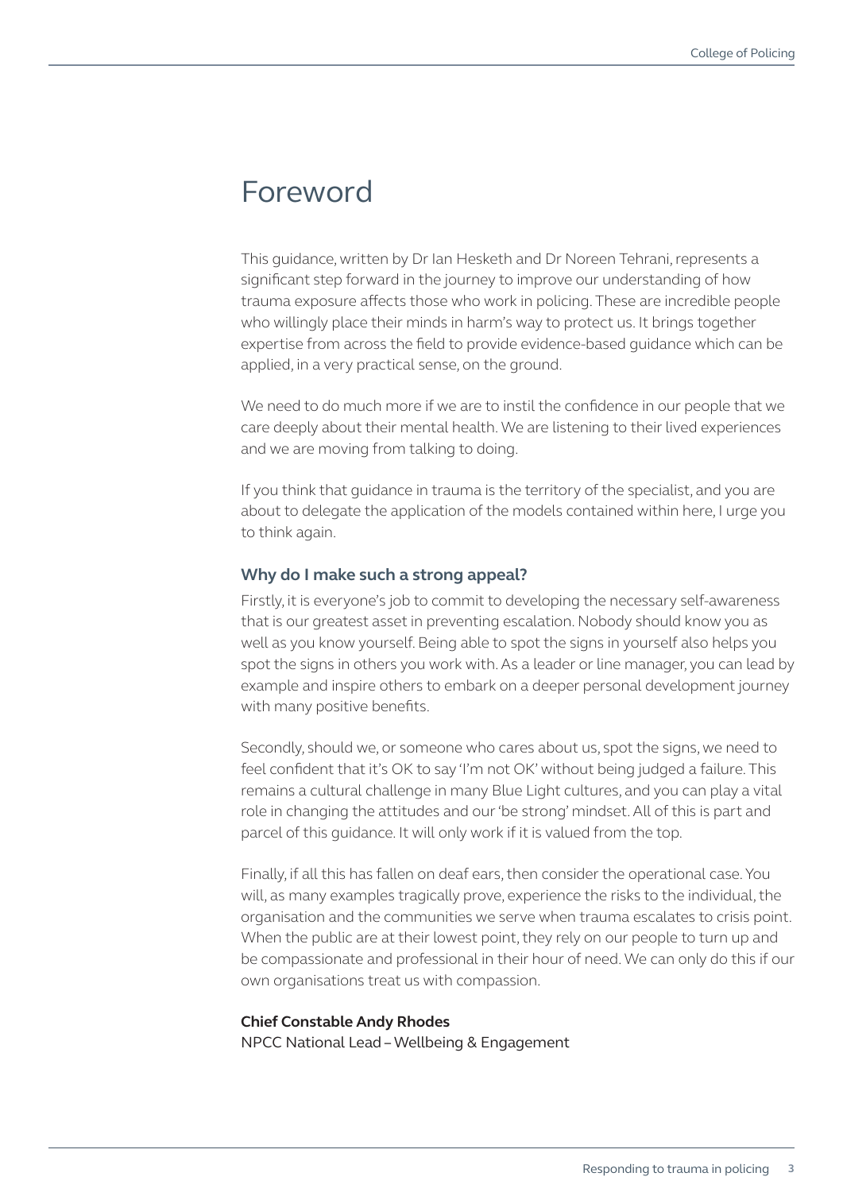# Foreword

This guidance, written by Dr Ian Hesketh and Dr Noreen Tehrani, represents a significant step forward in the journey to improve our understanding of how trauma exposure affects those who work in policing. These are incredible people who willingly place their minds in harm's way to protect us. It brings together expertise from across the field to provide evidence-based guidance which can be applied, in a very practical sense, on the ground.

We need to do much more if we are to instil the confidence in our people that we care deeply about their mental health. We are listening to their lived experiences and we are moving from talking to doing.

If you think that guidance in trauma is the territory of the specialist, and you are about to delegate the application of the models contained within here, I urge you to think again.

### Why do I make such a strong appeal?

Firstly, it is everyone's job to commit to developing the necessary self-awareness that is our greatest asset in preventing escalation. Nobody should know you as well as you know yourself. Being able to spot the signs in yourself also helps you spot the signs in others you work with. As a leader or line manager, you can lead by example and inspire others to embark on a deeper personal development journey with many positive benefits.

Secondly, should we, or someone who cares about us, spot the signs, we need to feel confident that it's OK to say 'I'm not OK' without being judged a failure. This remains a cultural challenge in many Blue Light cultures, and you can play a vital role in changing the attitudes and our 'be strong' mindset. All of this is part and parcel of this guidance. It will only work if it is valued from the top.

Finally, if all this has fallen on deaf ears, then consider the operational case. You will, as many examples tragically prove, experience the risks to the individual, the organisation and the communities we serve when trauma escalates to crisis point. When the public are at their lowest point, they rely on our people to turn up and be compassionate and professional in their hour of need. We can only do this if our own organisations treat us with compassion.

**Chief Constable Andy Rhodes**
NPCC National Lead – Wellbeing & Engagement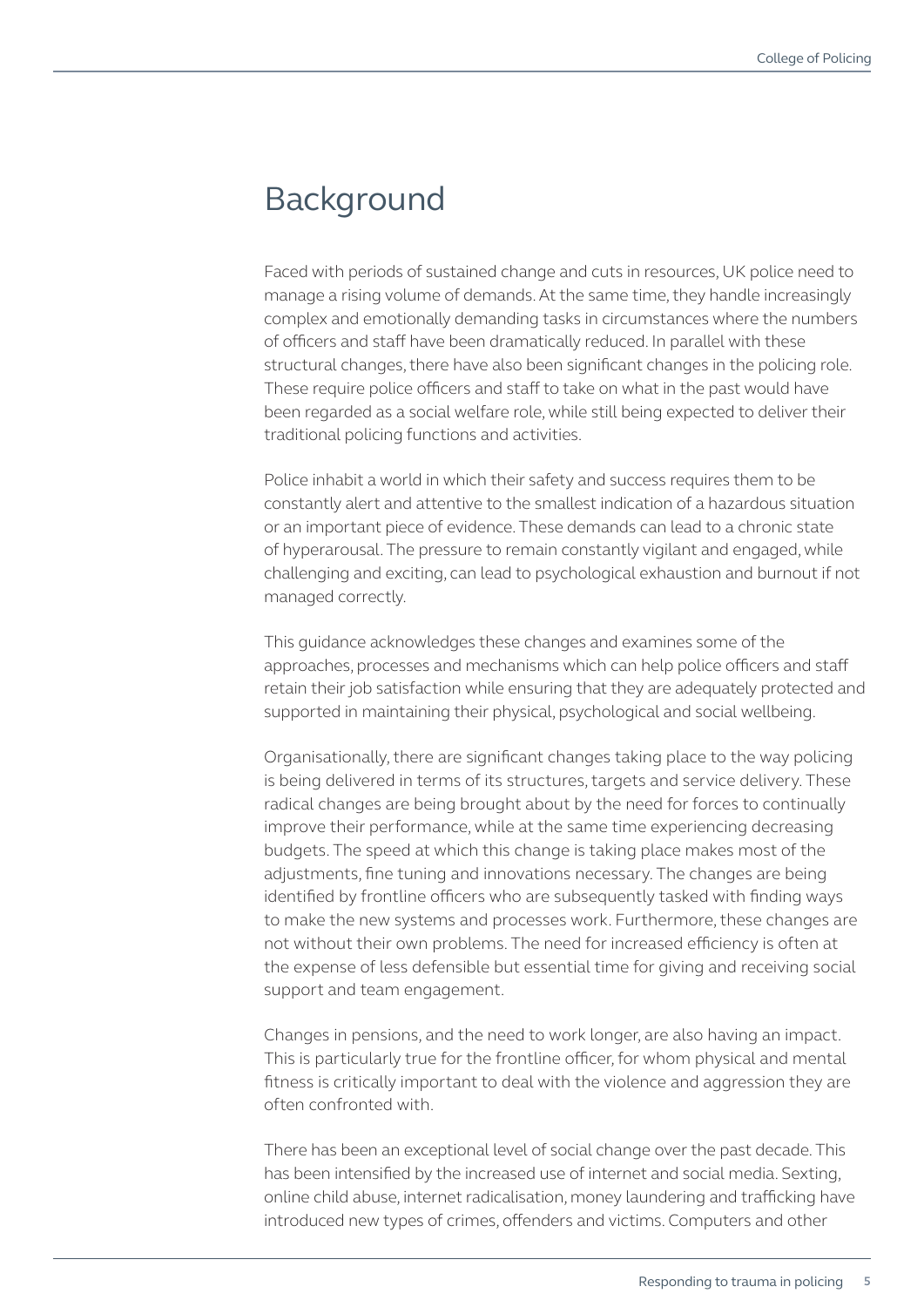# Background

Faced with periods of sustained change and cuts in resources, UK police need to manage a rising volume of demands. At the same time, they handle increasingly complex and emotionally demanding tasks in circumstances where the numbers of officers and staff have been dramatically reduced. In parallel with these structural changes, there have also been significant changes in the policing role. These require police officers and staff to take on what in the past would have been regarded as a social welfare role, while still being expected to deliver their traditional policing functions and activities.

Police inhabit a world in which their safety and success requires them to be constantly alert and attentive to the smallest indication of a hazardous situation or an important piece of evidence. These demands can lead to a chronic state of hyperarousal. The pressure to remain constantly vigilant and engaged, while challenging and exciting, can lead to psychological exhaustion and burnout if not managed correctly.

This guidance acknowledges these changes and examines some of the approaches, processes and mechanisms which can help police officers and staff retain their job satisfaction while ensuring that they are adequately protected and supported in maintaining their physical, psychological and social wellbeing.

Organisationally, there are significant changes taking place to the way policing is being delivered in terms of its structures, targets and service delivery. These radical changes are being brought about by the need for forces to continually improve their performance, while at the same time experiencing decreasing budgets. The speed at which this change is taking place makes most of the adjustments, fine tuning and innovations necessary. The changes are being identified by frontline officers who are subsequently tasked with finding ways to make the new systems and processes work. Furthermore, these changes are not without their own problems. The need for increased efficiency is often at the expense of less defensible but essential time for giving and receiving social support and team engagement.

Changes in pensions, and the need to work longer, are also having an impact. This is particularly true for the frontline officer, for whom physical and mental fitness is critically important to deal with the violence and aggression they are often confronted with.

There has been an exceptional level of social change over the past decade. This has been intensified by the increased use of internet and social media. Sexting, online child abuse, internet radicalisation, money laundering and trafficking have introduced new types of crimes, offenders and victims. Computers and other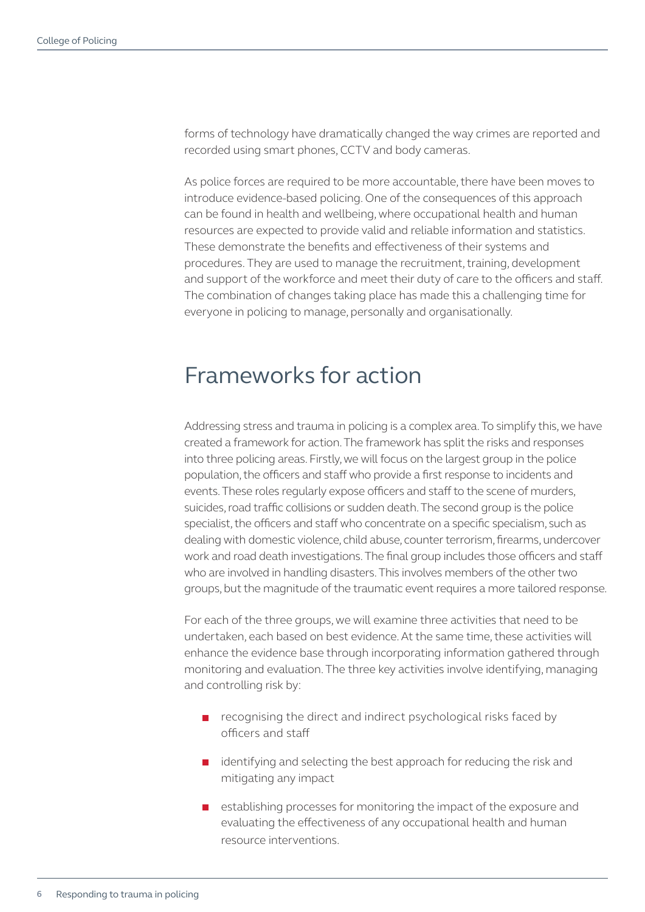forms of technology have dramatically changed the way crimes are reported and recorded using smart phones, CCTV and body cameras.

As police forces are required to be more accountable, there have been moves to introduce evidence-based policing. One of the consequences of this approach can be found in health and wellbeing, where occupational health and human resources are expected to provide valid and reliable information and statistics. These demonstrate the benefits and effectiveness of their systems and procedures. They are used to manage the recruitment, training, development and support of the workforce and meet their duty of care to the officers and staff. The combination of changes taking place has made this a challenging time for everyone in policing to manage, personally and organisationally.

## Frameworks for action

Addressing stress and trauma in policing is a complex area. To simplify this, we have created a framework for action. The framework has split the risks and responses into three policing areas. Firstly, we will focus on the largest group in the police population, the officers and staff who provide a first response to incidents and events. These roles regularly expose officers and staff to the scene of murders, suicides, road traffic collisions or sudden death. The second group is the police specialist, the officers and staff who concentrate on a specific specialism, such as dealing with domestic violence, child abuse, counter terrorism, firearms, undercover work and road death investigations. The final group includes those officers and staff who are involved in handling disasters. This involves members of the other two groups, but the magnitude of the traumatic event requires a more tailored response.

For each of the three groups, we will examine three activities that need to be undertaken, each based on best evidence. At the same time, these activities will enhance the evidence base through incorporating information gathered through monitoring and evaluation. The three key activities involve identifying, managing and controlling risk by:

- recognising the direct and indirect psychological risks faced by officers and staff
- identifying and selecting the best approach for reducing the risk and mitigating any impact
- establishing processes for monitoring the impact of the exposure and evaluating the effectiveness of any occupational health and human resource interventions.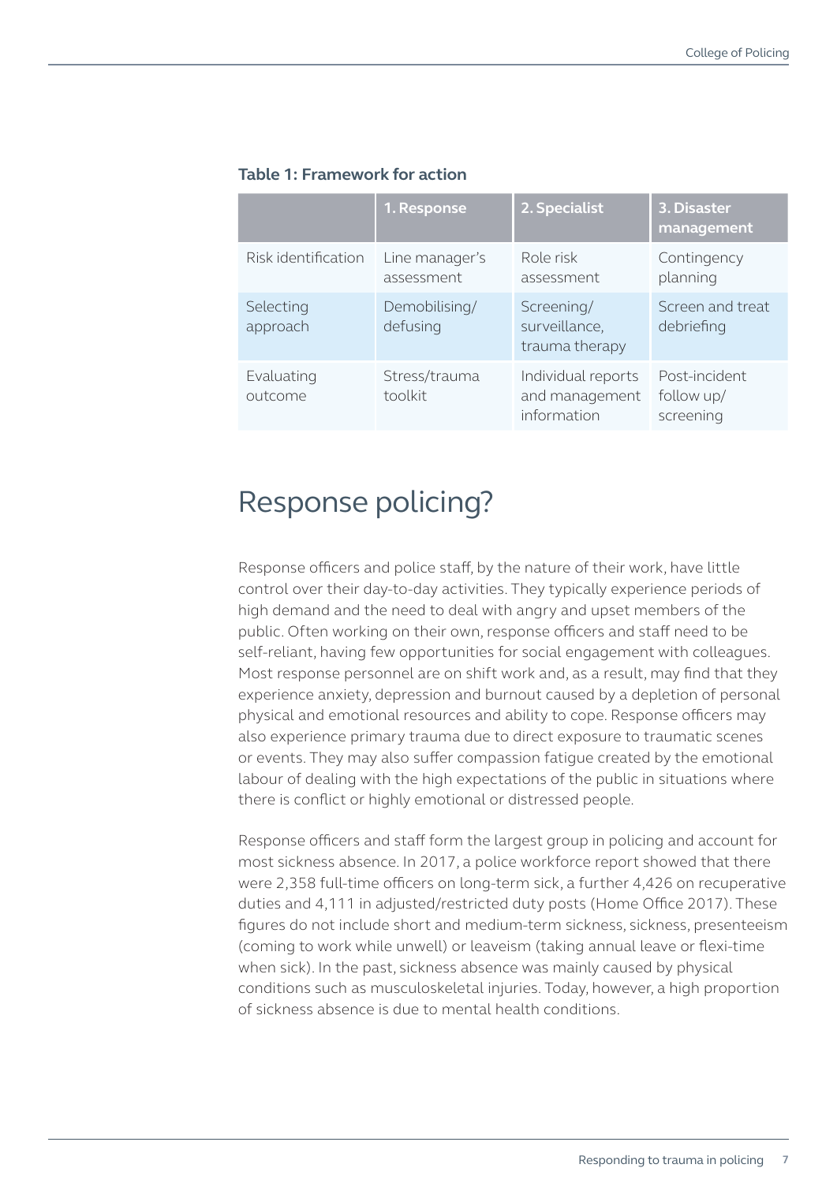**Table 1: Framework for action**

| | 1. Response | 2. Specialist | 3. Disaster management |
|---|---|---|---|
| Risk identification | Line manager's assessment | Role risk assessment | Contingency planning |
| Selecting approach | Demobilising/ defusing | Screening/ surveillance, trauma therapy | Screen and treat debriefing |
| Evaluating outcome | Stress/trauma toolkit | Individual reports and management information | Post-incident follow up/ screening |

## Response policing?

Response officers and police staff, by the nature of their work, have little control over their day-to-day activities. They typically experience periods of high demand and the need to deal with angry and upset members of the public. Often working on their own, response officers and staff need to be self-reliant, having few opportunities for social engagement with colleagues. Most response personnel are on shift work and, as a result, may find that they experience anxiety, depression and burnout caused by a depletion of personal physical and emotional resources and ability to cope. Response officers may also experience primary trauma due to direct exposure to traumatic scenes or events. They may also suffer compassion fatigue created by the emotional labour of dealing with the high expectations of the public in situations where there is conflict or highly emotional or distressed people.

Response officers and staff form the largest group in policing and account for most sickness absence. In 2017, a police workforce report showed that there were 2,358 full-time officers on long-term sick, a further 4,426 on recuperative duties and 4,111 in adjusted/restricted duty posts (Home Office 2017). These figures do not include short and medium-term sickness, sickness, presenteeism (coming to work while unwell) or leaveism (taking annual leave or flexi-time when sick). In the past, sickness absence was mainly caused by physical conditions such as musculoskeletal injuries. Today, however, a high proportion of sickness absence is due to mental health conditions.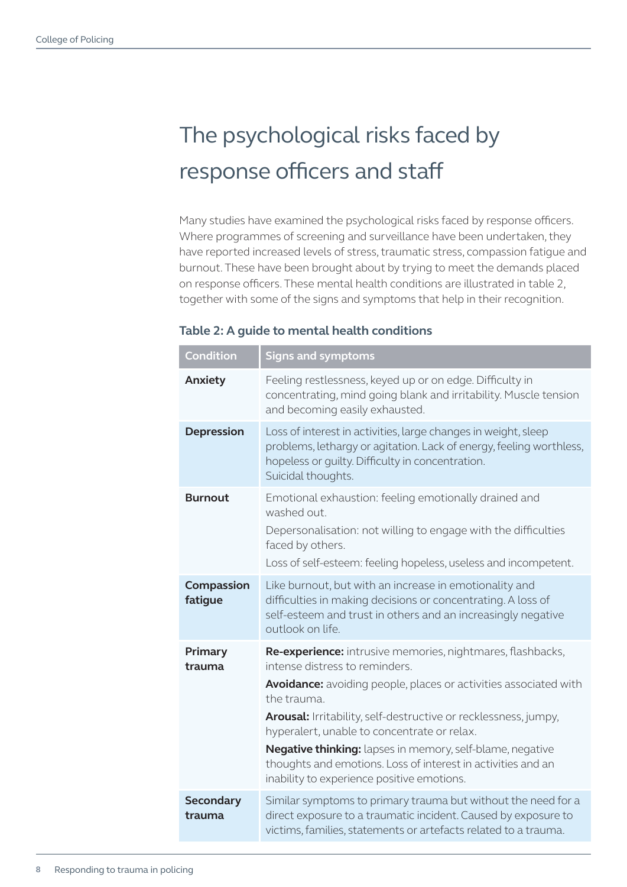# The psychological risks faced by response officers and staff

Many studies have examined the psychological risks faced by response officers. Where programmes of screening and surveillance have been undertaken, they have reported increased levels of stress, traumatic stress, compassion fatigue and burnout. These have been brought about by trying to meet the demands placed on response officers. These mental health conditions are illustrated in table 2, together with some of the signs and symptoms that help in their recognition.

**Table 2: A guide to mental health conditions**

| Condition | Signs and symptoms |
| --- | --- |
| **Anxiety** | Feeling restlessness, keyed up or on edge. Difficulty in concentrating, mind going blank and irritability. Muscle tension and becoming easily exhausted. |
| **Depression** | Loss of interest in activities, large changes in weight, sleep problems, lethargy or agitation. Lack of energy, feeling worthless, hopeless or guilty. Difficulty in concentration. Suicidal thoughts. |
| **Burnout** | Emotional exhaustion: feeling emotionally drained and washed out. Depersonalisation: not willing to engage with the difficulties faced by others. Loss of self-esteem: feeling hopeless, useless and incompetent. |
| **Compassion fatigue** | Like burnout, but with an increase in emotionality and difficulties in making decisions or concentrating. A loss of self-esteem and trust in others and an increasingly negative outlook on life. |
| **Primary trauma** | **Re-experience:** intrusive memories, nightmares, flashbacks, intense distress to reminders. **Avoidance:** avoiding people, places or activities associated with the trauma. **Arousal:** Irritability, self-destructive or recklessness, jumpy, hyperalert, unable to concentrate or relax. **Negative thinking:** lapses in memory, self-blame, negative thoughts and emotions. Loss of interest in activities and an inability to experience positive emotions. |
| **Secondary trauma** | Similar symptoms to primary trauma but without the need for a direct exposure to a traumatic incident. Caused by exposure to victims, families, statements or artefacts related to a trauma. |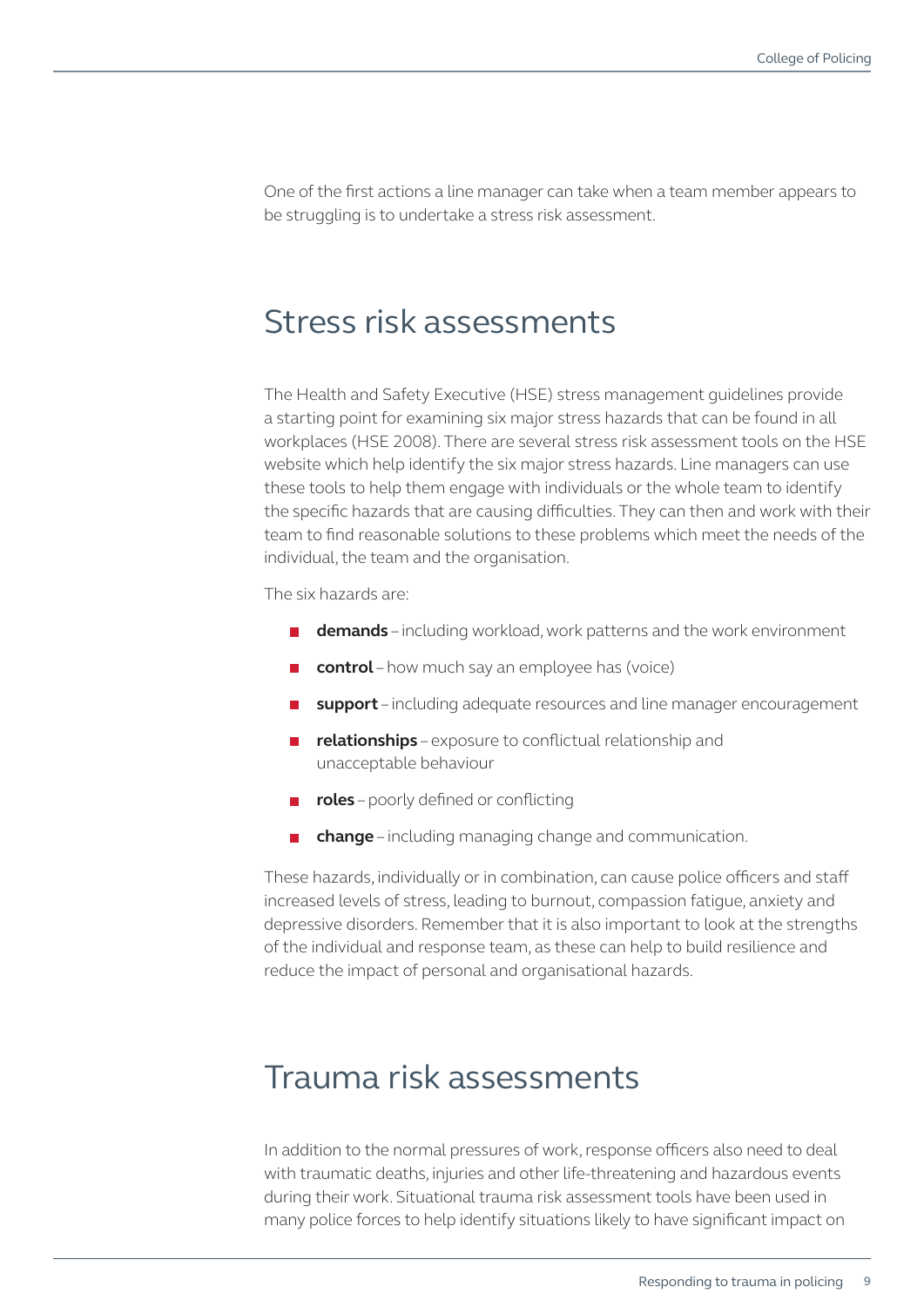One of the first actions a line manager can take when a team member appears to be struggling is to undertake a stress risk assessment.

## Stress risk assessments

The Health and Safety Executive (HSE) stress management guidelines provide a starting point for examining six major stress hazards that can be found in all workplaces (HSE 2008). There are several stress risk assessment tools on the HSE website which help identify the six major stress hazards. Line managers can use these tools to help them engage with individuals or the whole team to identify the specific hazards that are causing difficulties. They can then and work with their team to find reasonable solutions to these problems which meet the needs of the individual, the team and the organisation.

The six hazards are:

- **demands** – including workload, work patterns and the work environment
- **control** – how much say an employee has (voice)
- **support** – including adequate resources and line manager encouragement
- **relationships** – exposure to conflictual relationship and unacceptable behaviour
- **roles** – poorly defined or conflicting
- **change** – including managing change and communication.

These hazards, individually or in combination, can cause police officers and staff increased levels of stress, leading to burnout, compassion fatigue, anxiety and depressive disorders. Remember that it is also important to look at the strengths of the individual and response team, as these can help to build resilience and reduce the impact of personal and organisational hazards.

## Trauma risk assessments

In addition to the normal pressures of work, response officers also need to deal with traumatic deaths, injuries and other life-threatening and hazardous events during their work. Situational trauma risk assessment tools have been used in many police forces to help identify situations likely to have significant impact on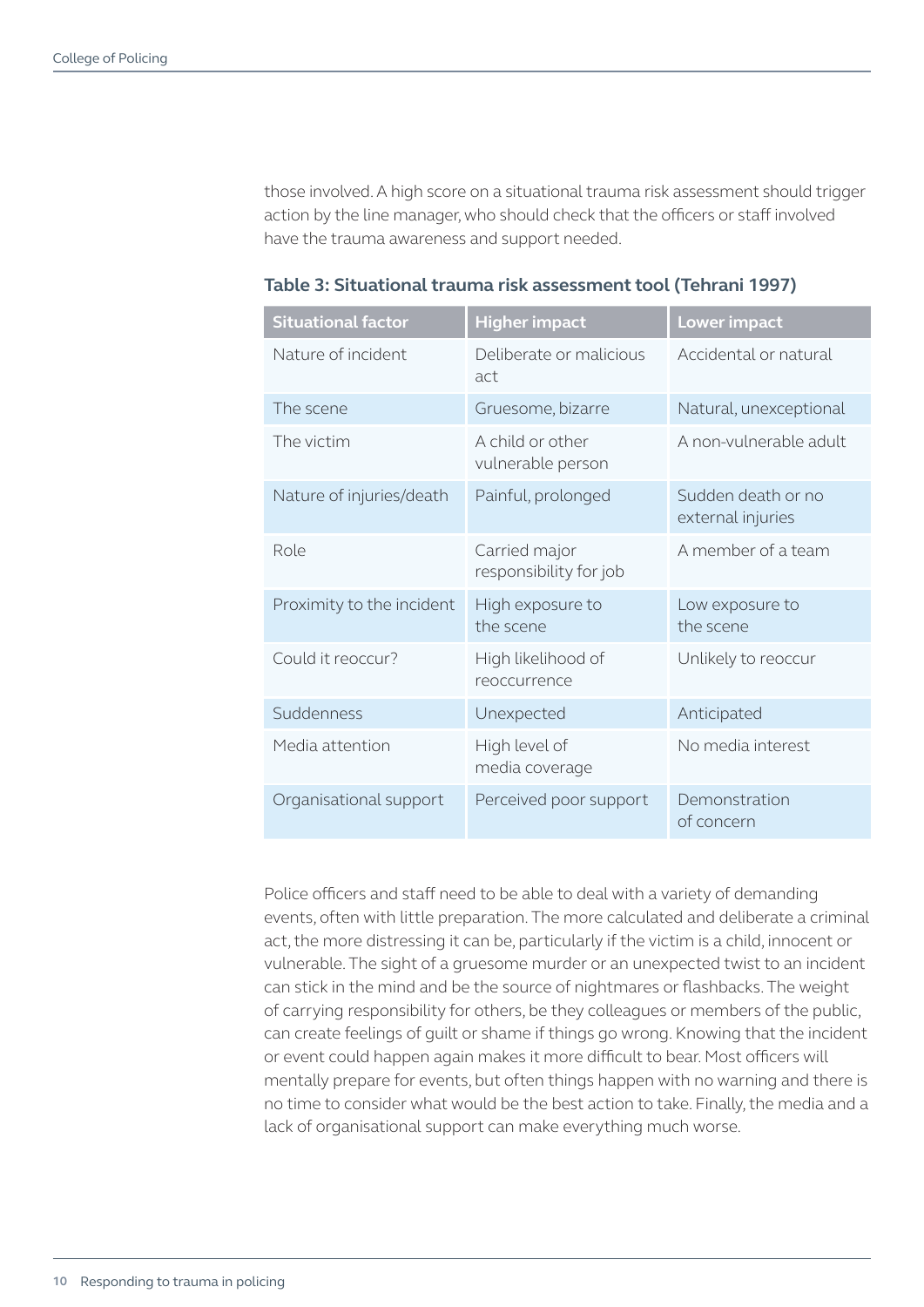those involved. A high score on a situational trauma risk assessment should trigger action by the line manager, who should check that the officers or staff involved have the trauma awareness and support needed.

**Table 3: Situational trauma risk assessment tool (Tehrani 1997)**

| Situational factor | Higher impact | Lower impact |
|---|---|---|
| Nature of incident | Deliberate or malicious act | Accidental or natural |
| The scene | Gruesome, bizarre | Natural, unexceptional |
| The victim | A child or other vulnerable person | A non-vulnerable adult |
| Nature of injuries/death | Painful, prolonged | Sudden death or no external injuries |
| Role | Carried major responsibility for job | A member of a team |
| Proximity to the incident | High exposure to the scene | Low exposure to the scene |
| Could it reoccur? | High likelihood of reoccurrence | Unlikely to reoccur |
| Suddenness | Unexpected | Anticipated |
| Media attention | High level of media coverage | No media interest |
| Organisational support | Perceived poor support | Demonstration of concern |

Police officers and staff need to be able to deal with a variety of demanding events, often with little preparation. The more calculated and deliberate a criminal act, the more distressing it can be, particularly if the victim is a child, innocent or vulnerable. The sight of a gruesome murder or an unexpected twist to an incident can stick in the mind and be the source of nightmares or flashbacks. The weight of carrying responsibility for others, be they colleagues or members of the public, can create feelings of guilt or shame if things go wrong. Knowing that the incident or event could happen again makes it more difficult to bear. Most officers will mentally prepare for events, but often things happen with no warning and there is no time to consider what would be the best action to take. Finally, the media and a lack of organisational support can make everything much worse.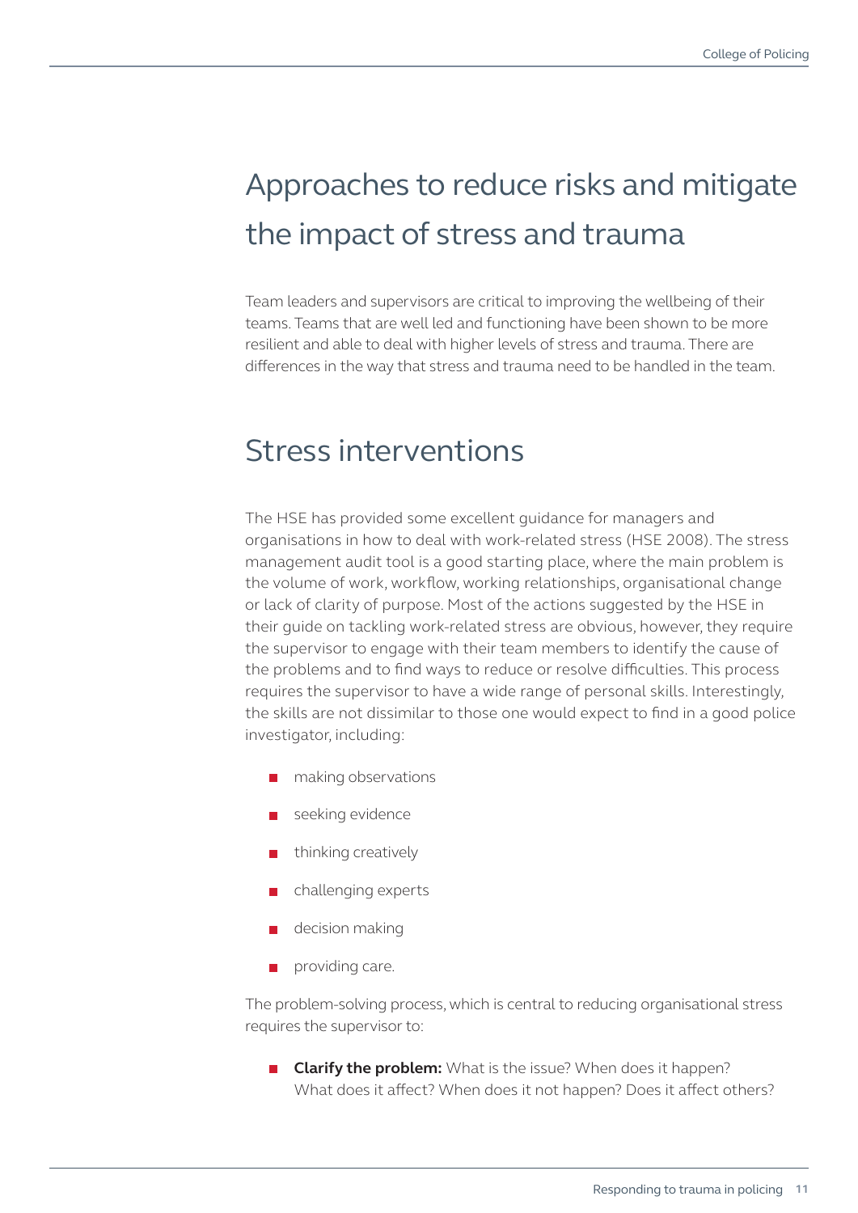# Approaches to reduce risks and mitigate the impact of stress and trauma

Team leaders and supervisors are critical to improving the wellbeing of their teams. Teams that are well led and functioning have been shown to be more resilient and able to deal with higher levels of stress and trauma. There are differences in the way that stress and trauma need to be handled in the team.

## Stress interventions

The HSE has provided some excellent guidance for managers and organisations in how to deal with work-related stress (HSE 2008). The stress management audit tool is a good starting place, where the main problem is the volume of work, workflow, working relationships, organisational change or lack of clarity of purpose. Most of the actions suggested by the HSE in their guide on tackling work-related stress are obvious, however, they require the supervisor to engage with their team members to identify the cause of the problems and to find ways to reduce or resolve difficulties. This process requires the supervisor to have a wide range of personal skills. Interestingly, the skills are not dissimilar to those one would expect to find in a good police investigator, including:

- making observations
- seeking evidence
- thinking creatively
- challenging experts
- decision making
- providing care.

The problem-solving process, which is central to reducing organisational stress requires the supervisor to:

- **Clarify the problem:** What is the issue? When does it happen? What does it affect? When does it not happen? Does it affect others?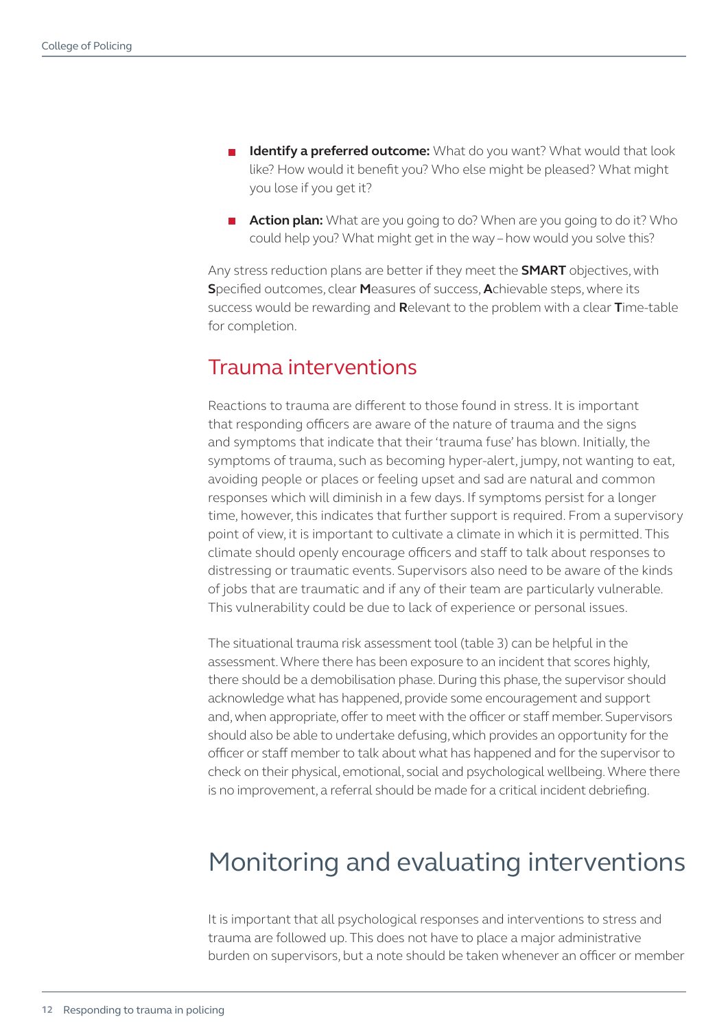- **Identify a preferred outcome:** What do you want? What would that look like? How would it benefit you? Who else might be pleased? What might you lose if you get it?
- **Action plan:** What are you going to do? When are you going to do it? Who could help you? What might get in the way – how would you solve this?

Any stress reduction plans are better if they meet the **SMART** objectives, with **S**pecified outcomes, clear **M**easures of success, **A**chievable steps, where its success would be rewarding and **R**elevant to the problem with a clear **T**ime-table for completion.

## Trauma interventions

Reactions to trauma are different to those found in stress. It is important that responding officers are aware of the nature of trauma and the signs and symptoms that indicate that their 'trauma fuse' has blown. Initially, the symptoms of trauma, such as becoming hyper-alert, jumpy, not wanting to eat, avoiding people or places or feeling upset and sad are natural and common responses which will diminish in a few days. If symptoms persist for a longer time, however, this indicates that further support is required. From a supervisory point of view, it is important to cultivate a climate in which it is permitted. This climate should openly encourage officers and staff to talk about responses to distressing or traumatic events. Supervisors also need to be aware of the kinds of jobs that are traumatic and if any of their team are particularly vulnerable. This vulnerability could be due to lack of experience or personal issues.

The situational trauma risk assessment tool (table 3) can be helpful in the assessment. Where there has been exposure to an incident that scores highly, there should be a demobilisation phase. During this phase, the supervisor should acknowledge what has happened, provide some encouragement and support and, when appropriate, offer to meet with the officer or staff member. Supervisors should also be able to undertake defusing, which provides an opportunity for the officer or staff member to talk about what has happened and for the supervisor to check on their physical, emotional, social and psychological wellbeing. Where there is no improvement, a referral should be made for a critical incident debriefing.

# Monitoring and evaluating interventions

It is important that all psychological responses and interventions to stress and trauma are followed up. This does not have to place a major administrative burden on supervisors, but a note should be taken whenever an officer or member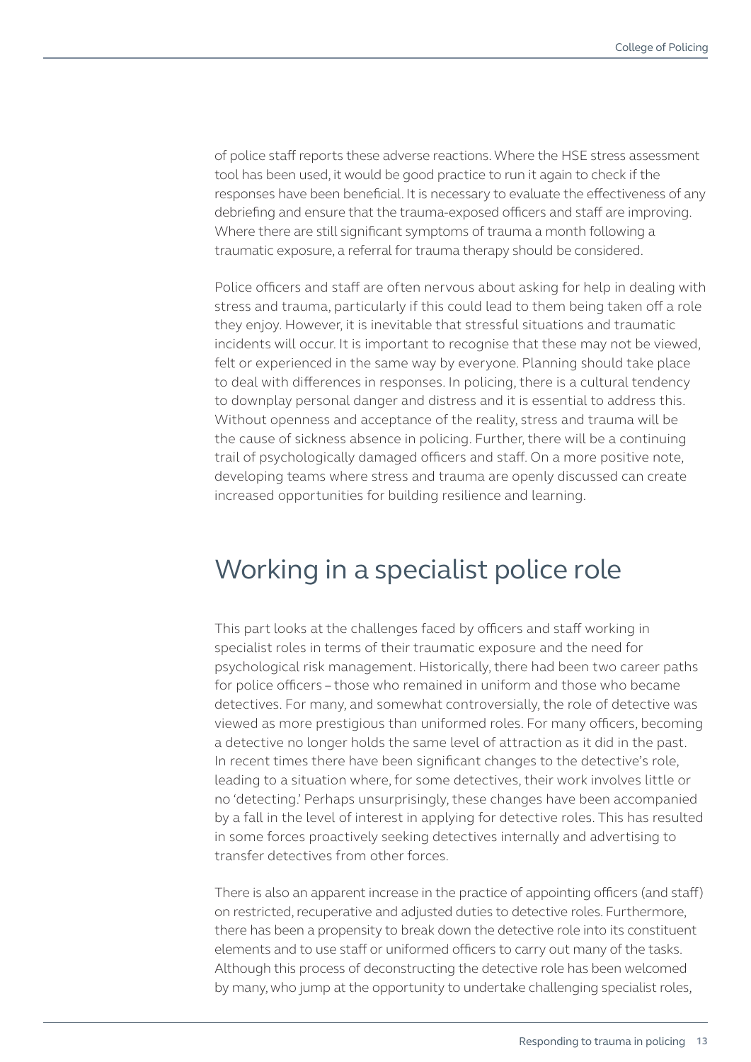of police staff reports these adverse reactions. Where the HSE stress assessment tool has been used, it would be good practice to run it again to check if the responses have been beneficial. It is necessary to evaluate the effectiveness of any debriefing and ensure that the trauma-exposed officers and staff are improving. Where there are still significant symptoms of trauma a month following a traumatic exposure, a referral for trauma therapy should be considered.

Police officers and staff are often nervous about asking for help in dealing with stress and trauma, particularly if this could lead to them being taken off a role they enjoy. However, it is inevitable that stressful situations and traumatic incidents will occur. It is important to recognise that these may not be viewed, felt or experienced in the same way by everyone. Planning should take place to deal with differences in responses. In policing, there is a cultural tendency to downplay personal danger and distress and it is essential to address this. Without openness and acceptance of the reality, stress and trauma will be the cause of sickness absence in policing. Further, there will be a continuing trail of psychologically damaged officers and staff. On a more positive note, developing teams where stress and trauma are openly discussed can create increased opportunities for building resilience and learning.

## Working in a specialist police role

This part looks at the challenges faced by officers and staff working in specialist roles in terms of their traumatic exposure and the need for psychological risk management. Historically, there had been two career paths for police officers – those who remained in uniform and those who became detectives. For many, and somewhat controversially, the role of detective was viewed as more prestigious than uniformed roles. For many officers, becoming a detective no longer holds the same level of attraction as it did in the past. In recent times there have been significant changes to the detective's role, leading to a situation where, for some detectives, their work involves little or no 'detecting.' Perhaps unsurprisingly, these changes have been accompanied by a fall in the level of interest in applying for detective roles. This has resulted in some forces proactively seeking detectives internally and advertising to transfer detectives from other forces.

There is also an apparent increase in the practice of appointing officers (and staff) on restricted, recuperative and adjusted duties to detective roles. Furthermore, there has been a propensity to break down the detective role into its constituent elements and to use staff or uniformed officers to carry out many of the tasks. Although this process of deconstructing the detective role has been welcomed by many, who jump at the opportunity to undertake challenging specialist roles,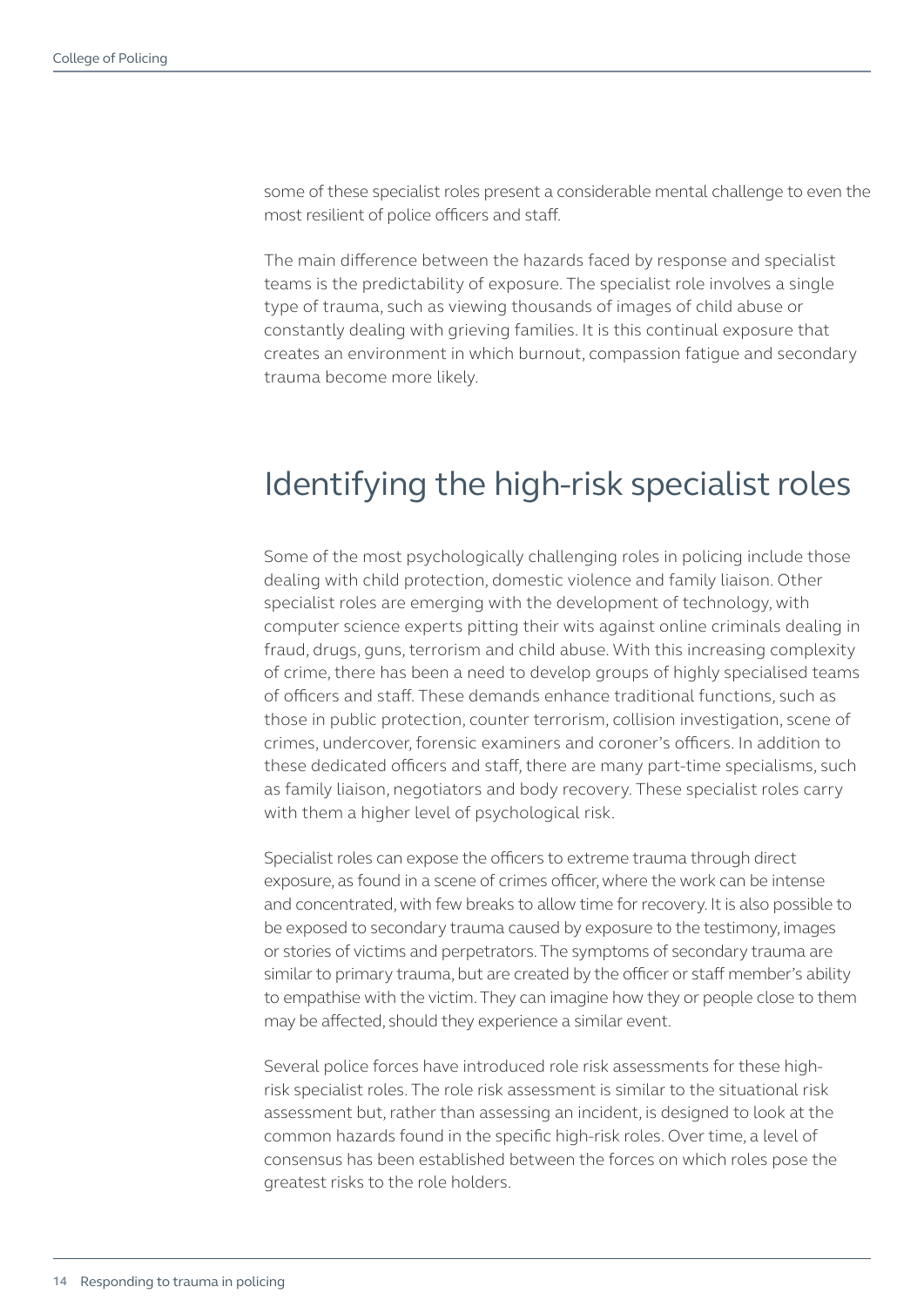some of these specialist roles present a considerable mental challenge to even the most resilient of police officers and staff.

The main difference between the hazards faced by response and specialist teams is the predictability of exposure. The specialist role involves a single type of trauma, such as viewing thousands of images of child abuse or constantly dealing with grieving families. It is this continual exposure that creates an environment in which burnout, compassion fatigue and secondary trauma become more likely.

## Identifying the high-risk specialist roles

Some of the most psychologically challenging roles in policing include those dealing with child protection, domestic violence and family liaison. Other specialist roles are emerging with the development of technology, with computer science experts pitting their wits against online criminals dealing in fraud, drugs, guns, terrorism and child abuse. With this increasing complexity of crime, there has been a need to develop groups of highly specialised teams of officers and staff. These demands enhance traditional functions, such as those in public protection, counter terrorism, collision investigation, scene of crimes, undercover, forensic examiners and coroner's officers. In addition to these dedicated officers and staff, there are many part-time specialisms, such as family liaison, negotiators and body recovery. These specialist roles carry with them a higher level of psychological risk.

Specialist roles can expose the officers to extreme trauma through direct exposure, as found in a scene of crimes officer, where the work can be intense and concentrated, with few breaks to allow time for recovery. It is also possible to be exposed to secondary trauma caused by exposure to the testimony, images or stories of victims and perpetrators. The symptoms of secondary trauma are similar to primary trauma, but are created by the officer or staff member's ability to empathise with the victim. They can imagine how they or people close to them may be affected, should they experience a similar event.

Several police forces have introduced role risk assessments for these high-risk specialist roles. The role risk assessment is similar to the situational risk assessment but, rather than assessing an incident, is designed to look at the common hazards found in the specific high-risk roles. Over time, a level of consensus has been established between the forces on which roles pose the greatest risks to the role holders.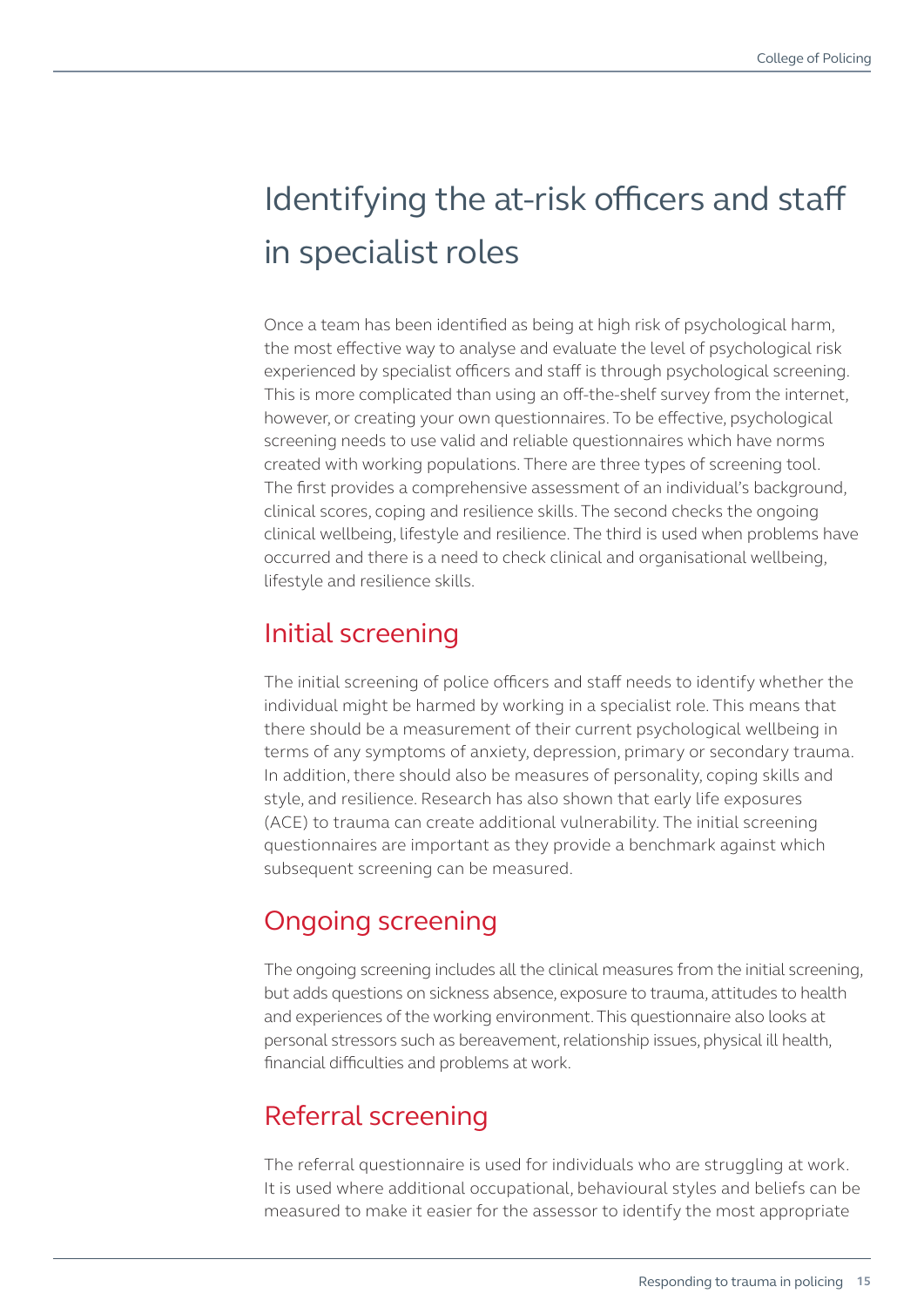# Identifying the at-risk officers and staff in specialist roles

Once a team has been identified as being at high risk of psychological harm, the most effective way to analyse and evaluate the level of psychological risk experienced by specialist officers and staff is through psychological screening. This is more complicated than using an off-the-shelf survey from the internet, however, or creating your own questionnaires. To be effective, psychological screening needs to use valid and reliable questionnaires which have norms created with working populations. There are three types of screening tool. The first provides a comprehensive assessment of an individual's background, clinical scores, coping and resilience skills. The second checks the ongoing clinical wellbeing, lifestyle and resilience. The third is used when problems have occurred and there is a need to check clinical and organisational wellbeing, lifestyle and resilience skills.

## Initial screening

The initial screening of police officers and staff needs to identify whether the individual might be harmed by working in a specialist role. This means that there should be a measurement of their current psychological wellbeing in terms of any symptoms of anxiety, depression, primary or secondary trauma. In addition, there should also be measures of personality, coping skills and style, and resilience. Research has also shown that early life exposures (ACE) to trauma can create additional vulnerability. The initial screening questionnaires are important as they provide a benchmark against which subsequent screening can be measured.

## Ongoing screening

The ongoing screening includes all the clinical measures from the initial screening, but adds questions on sickness absence, exposure to trauma, attitudes to health and experiences of the working environment. This questionnaire also looks at personal stressors such as bereavement, relationship issues, physical ill health, financial difficulties and problems at work.

## Referral screening

The referral questionnaire is used for individuals who are struggling at work. It is used where additional occupational, behavioural styles and beliefs can be measured to make it easier for the assessor to identify the most appropriate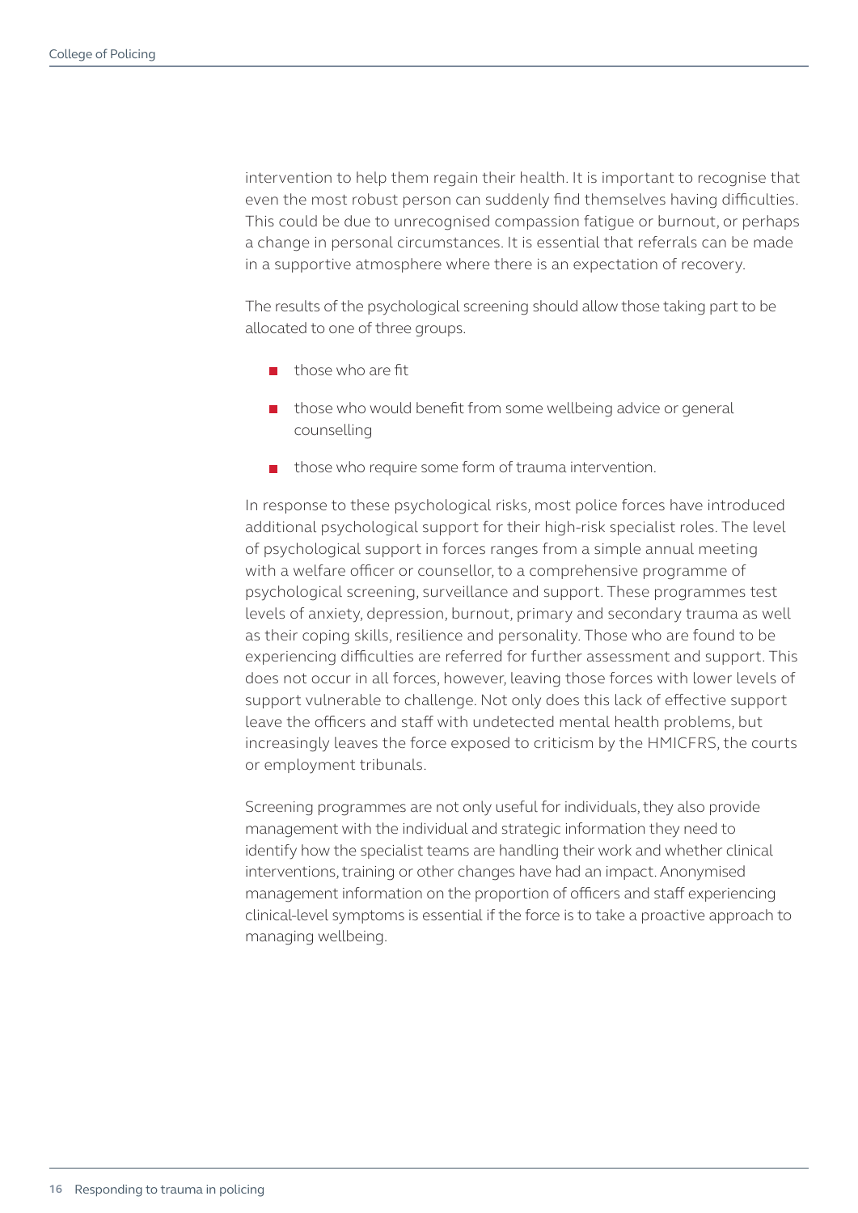intervention to help them regain their health. It is important to recognise that even the most robust person can suddenly find themselves having difficulties. This could be due to unrecognised compassion fatigue or burnout, or perhaps a change in personal circumstances. It is essential that referrals can be made in a supportive atmosphere where there is an expectation of recovery.

The results of the psychological screening should allow those taking part to be allocated to one of three groups.

- those who are fit
- those who would benefit from some wellbeing advice or general counselling
- those who require some form of trauma intervention.

In response to these psychological risks, most police forces have introduced additional psychological support for their high-risk specialist roles. The level of psychological support in forces ranges from a simple annual meeting with a welfare officer or counsellor, to a comprehensive programme of psychological screening, surveillance and support. These programmes test levels of anxiety, depression, burnout, primary and secondary trauma as well as their coping skills, resilience and personality. Those who are found to be experiencing difficulties are referred for further assessment and support. This does not occur in all forces, however, leaving those forces with lower levels of support vulnerable to challenge. Not only does this lack of effective support leave the officers and staff with undetected mental health problems, but increasingly leaves the force exposed to criticism by the HMICFRS, the courts or employment tribunals.

Screening programmes are not only useful for individuals, they also provide management with the individual and strategic information they need to identify how the specialist teams are handling their work and whether clinical interventions, training or other changes have had an impact. Anonymised management information on the proportion of officers and staff experiencing clinical-level symptoms is essential if the force is to take a proactive approach to managing wellbeing.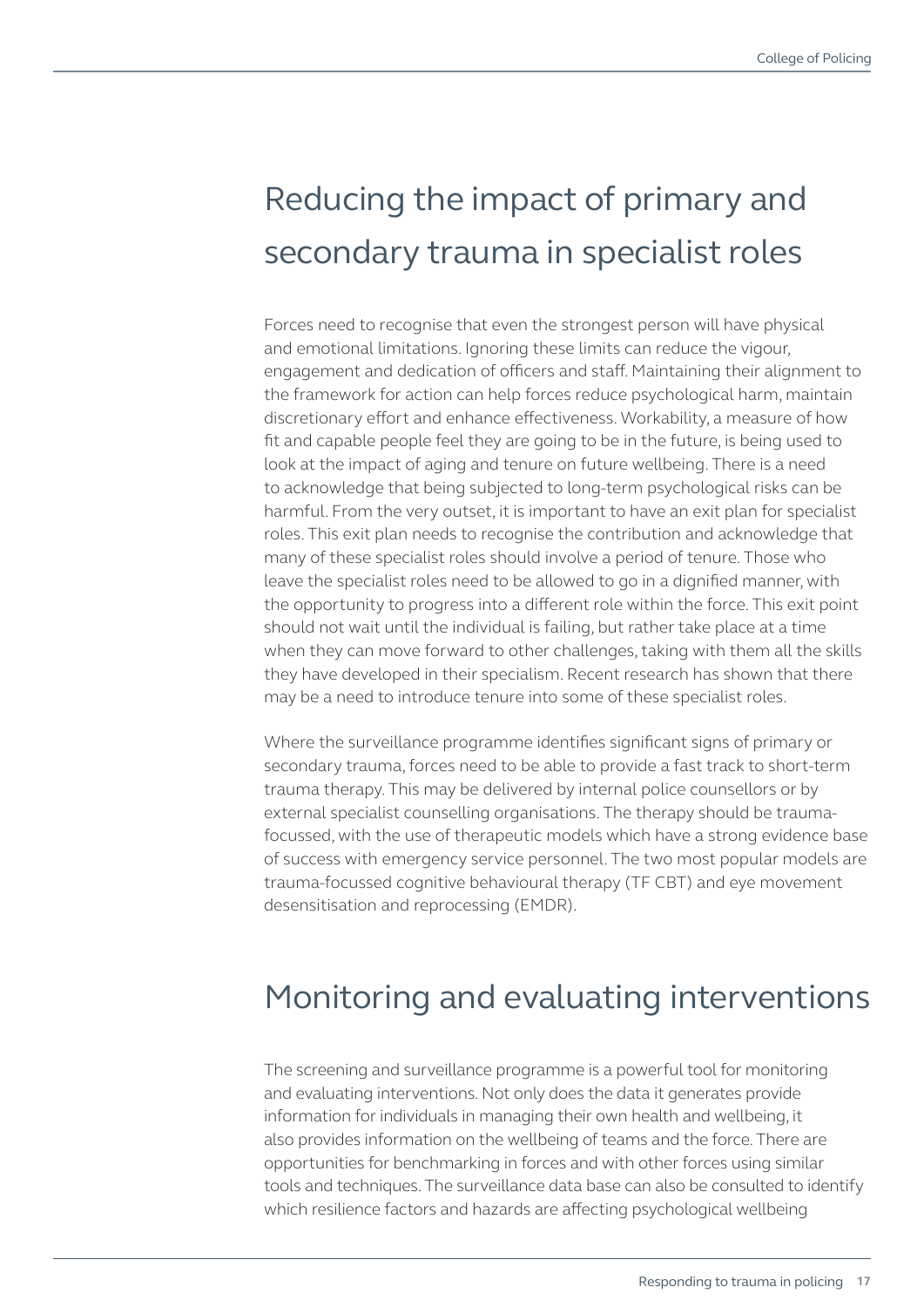## Reducing the impact of primary and secondary trauma in specialist roles

Forces need to recognise that even the strongest person will have physical and emotional limitations. Ignoring these limits can reduce the vigour, engagement and dedication of officers and staff. Maintaining their alignment to the framework for action can help forces reduce psychological harm, maintain discretionary effort and enhance effectiveness. Workability, a measure of how fit and capable people feel they are going to be in the future, is being used to look at the impact of aging and tenure on future wellbeing. There is a need to acknowledge that being subjected to long-term psychological risks can be harmful. From the very outset, it is important to have an exit plan for specialist roles. This exit plan needs to recognise the contribution and acknowledge that many of these specialist roles should involve a period of tenure. Those who leave the specialist roles need to be allowed to go in a dignified manner, with the opportunity to progress into a different role within the force. This exit point should not wait until the individual is failing, but rather take place at a time when they can move forward to other challenges, taking with them all the skills they have developed in their specialism. Recent research has shown that there may be a need to introduce tenure into some of these specialist roles.

Where the surveillance programme identifies significant signs of primary or secondary trauma, forces need to be able to provide a fast track to short-term trauma therapy. This may be delivered by internal police counsellors or by external specialist counselling organisations. The therapy should be trauma-focussed, with the use of therapeutic models which have a strong evidence base of success with emergency service personnel. The two most popular models are trauma-focussed cognitive behavioural therapy (TF CBT) and eye movement desensitisation and reprocessing (EMDR).

## Monitoring and evaluating interventions

The screening and surveillance programme is a powerful tool for monitoring and evaluating interventions. Not only does the data it generates provide information for individuals in managing their own health and wellbeing, it also provides information on the wellbeing of teams and the force. There are opportunities for benchmarking in forces and with other forces using similar tools and techniques. The surveillance data base can also be consulted to identify which resilience factors and hazards are affecting psychological wellbeing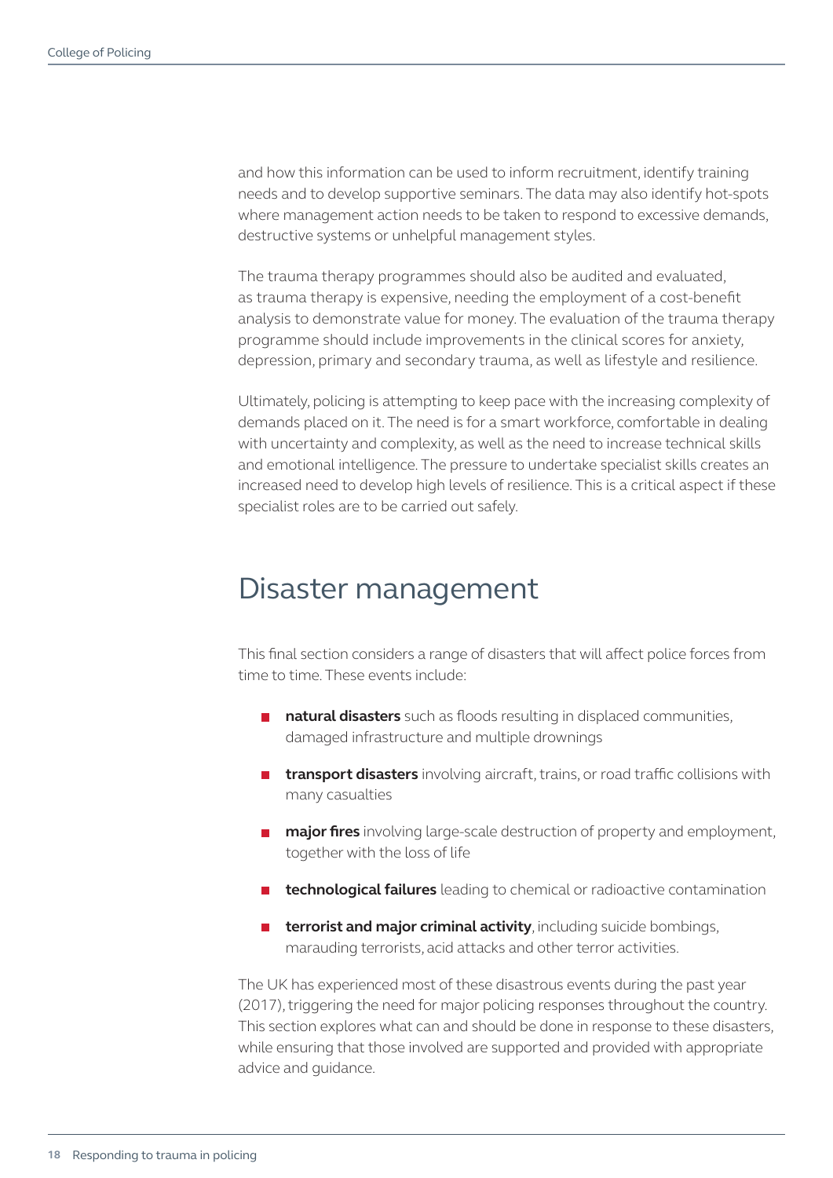and how this information can be used to inform recruitment, identify training needs and to develop supportive seminars. The data may also identify hot-spots where management action needs to be taken to respond to excessive demands, destructive systems or unhelpful management styles.

The trauma therapy programmes should also be audited and evaluated, as trauma therapy is expensive, needing the employment of a cost-benefit analysis to demonstrate value for money. The evaluation of the trauma therapy programme should include improvements in the clinical scores for anxiety, depression, primary and secondary trauma, as well as lifestyle and resilience.

Ultimately, policing is attempting to keep pace with the increasing complexity of demands placed on it. The need is for a smart workforce, comfortable in dealing with uncertainty and complexity, as well as the need to increase technical skills and emotional intelligence. The pressure to undertake specialist skills creates an increased need to develop high levels of resilience. This is a critical aspect if these specialist roles are to be carried out safely.

# Disaster management

This final section considers a range of disasters that will affect police forces from time to time. These events include:

- **natural disasters** such as floods resulting in displaced communities, damaged infrastructure and multiple drownings
- **transport disasters** involving aircraft, trains, or road traffic collisions with many casualties
- **major fires** involving large-scale destruction of property and employment, together with the loss of life
- **technological failures** leading to chemical or radioactive contamination
- **terrorist and major criminal activity**, including suicide bombings, marauding terrorists, acid attacks and other terror activities.

The UK has experienced most of these disastrous events during the past year (2017), triggering the need for major policing responses throughout the country. This section explores what can and should be done in response to these disasters, while ensuring that those involved are supported and provided with appropriate advice and guidance.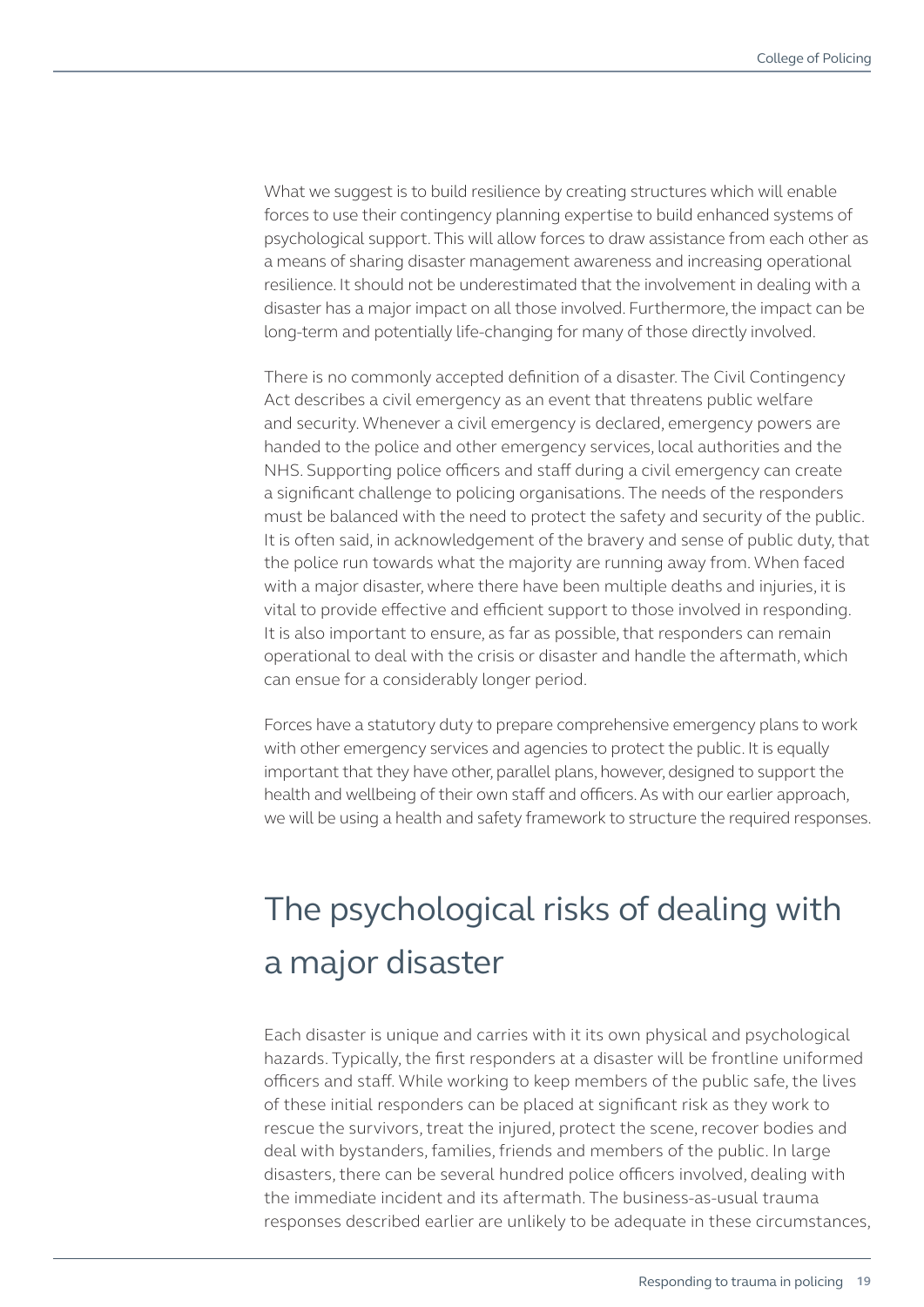What we suggest is to build resilience by creating structures which will enable forces to use their contingency planning expertise to build enhanced systems of psychological support. This will allow forces to draw assistance from each other as a means of sharing disaster management awareness and increasing operational resilience. It should not be underestimated that the involvement in dealing with a disaster has a major impact on all those involved. Furthermore, the impact can be long-term and potentially life-changing for many of those directly involved.

There is no commonly accepted definition of a disaster. The Civil Contingency Act describes a civil emergency as an event that threatens public welfare and security. Whenever a civil emergency is declared, emergency powers are handed to the police and other emergency services, local authorities and the NHS. Supporting police officers and staff during a civil emergency can create a significant challenge to policing organisations. The needs of the responders must be balanced with the need to protect the safety and security of the public. It is often said, in acknowledgement of the bravery and sense of public duty, that the police run towards what the majority are running away from. When faced with a major disaster, where there have been multiple deaths and injuries, it is vital to provide effective and efficient support to those involved in responding. It is also important to ensure, as far as possible, that responders can remain operational to deal with the crisis or disaster and handle the aftermath, which can ensue for a considerably longer period.

Forces have a statutory duty to prepare comprehensive emergency plans to work with other emergency services and agencies to protect the public. It is equally important that they have other, parallel plans, however, designed to support the health and wellbeing of their own staff and officers. As with our earlier approach, we will be using a health and safety framework to structure the required responses.

## The psychological risks of dealing with a major disaster

Each disaster is unique and carries with it its own physical and psychological hazards. Typically, the first responders at a disaster will be frontline uniformed officers and staff. While working to keep members of the public safe, the lives of these initial responders can be placed at significant risk as they work to rescue the survivors, treat the injured, protect the scene, recover bodies and deal with bystanders, families, friends and members of the public. In large disasters, there can be several hundred police officers involved, dealing with the immediate incident and its aftermath. The business-as-usual trauma responses described earlier are unlikely to be adequate in these circumstances,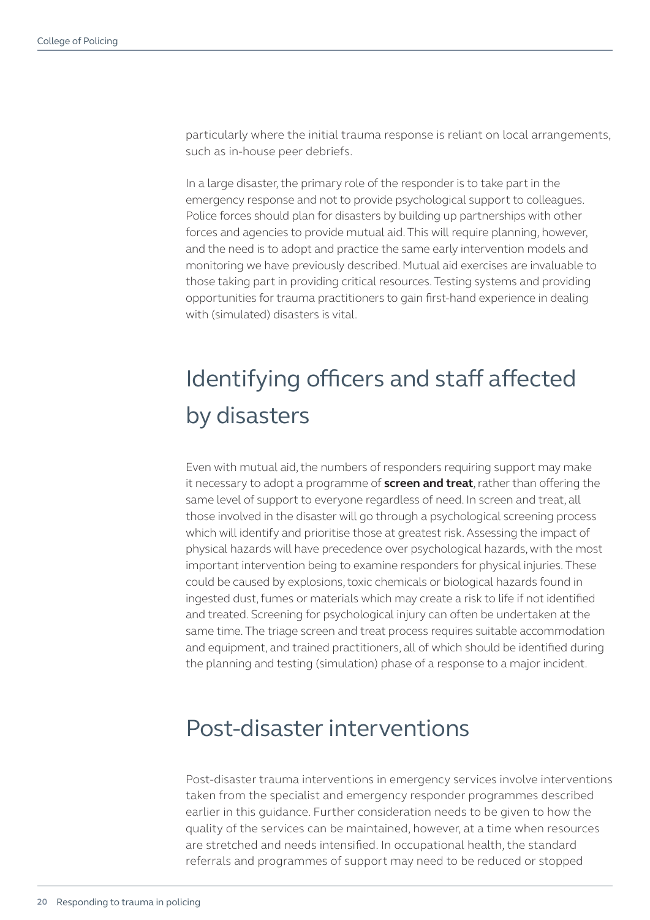particularly where the initial trauma response is reliant on local arrangements, such as in-house peer debriefs.

In a large disaster, the primary role of the responder is to take part in the emergency response and not to provide psychological support to colleagues. Police forces should plan for disasters by building up partnerships with other forces and agencies to provide mutual aid. This will require planning, however, and the need is to adopt and practice the same early intervention models and monitoring we have previously described. Mutual aid exercises are invaluable to those taking part in providing critical resources. Testing systems and providing opportunities for trauma practitioners to gain first-hand experience in dealing with (simulated) disasters is vital.

## Identifying officers and staff affected by disasters

Even with mutual aid, the numbers of responders requiring support may make it necessary to adopt a programme of **screen and treat**, rather than offering the same level of support to everyone regardless of need. In screen and treat, all those involved in the disaster will go through a psychological screening process which will identify and prioritise those at greatest risk. Assessing the impact of physical hazards will have precedence over psychological hazards, with the most important intervention being to examine responders for physical injuries. These could be caused by explosions, toxic chemicals or biological hazards found in ingested dust, fumes or materials which may create a risk to life if not identified and treated. Screening for psychological injury can often be undertaken at the same time. The triage screen and treat process requires suitable accommodation and equipment, and trained practitioners, all of which should be identified during the planning and testing (simulation) phase of a response to a major incident.

## Post-disaster interventions

Post-disaster trauma interventions in emergency services involve interventions taken from the specialist and emergency responder programmes described earlier in this guidance. Further consideration needs to be given to how the quality of the services can be maintained, however, at a time when resources are stretched and needs intensified. In occupational health, the standard referrals and programmes of support may need to be reduced or stopped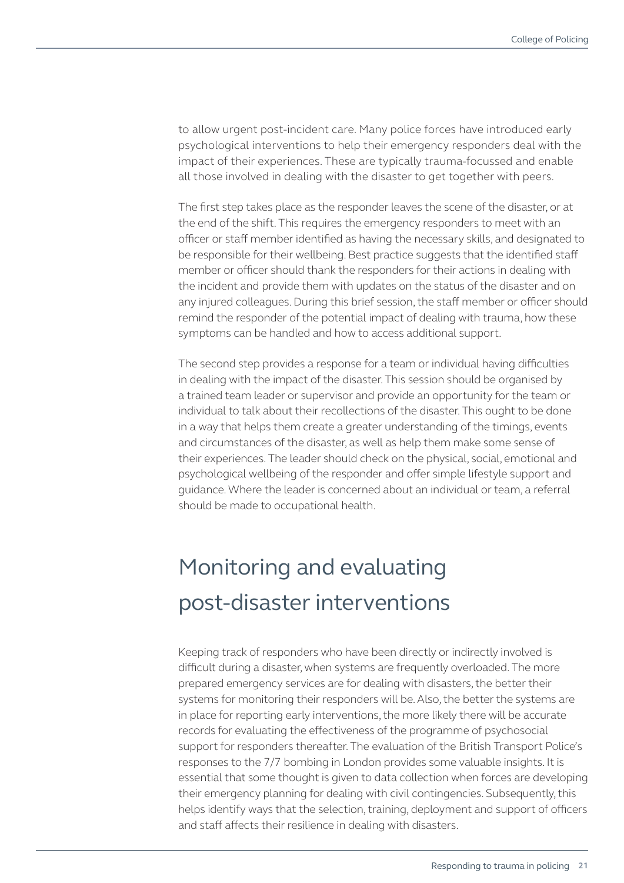to allow urgent post-incident care. Many police forces have introduced early psychological interventions to help their emergency responders deal with the impact of their experiences. These are typically trauma-focussed and enable all those involved in dealing with the disaster to get together with peers.

The first step takes place as the responder leaves the scene of the disaster, or at the end of the shift. This requires the emergency responders to meet with an officer or staff member identified as having the necessary skills, and designated to be responsible for their wellbeing. Best practice suggests that the identified staff member or officer should thank the responders for their actions in dealing with the incident and provide them with updates on the status of the disaster and on any injured colleagues. During this brief session, the staff member or officer should remind the responder of the potential impact of dealing with trauma, how these symptoms can be handled and how to access additional support.

The second step provides a response for a team or individual having difficulties in dealing with the impact of the disaster. This session should be organised by a trained team leader or supervisor and provide an opportunity for the team or individual to talk about their recollections of the disaster. This ought to be done in a way that helps them create a greater understanding of the timings, events and circumstances of the disaster, as well as help them make some sense of their experiences. The leader should check on the physical, social, emotional and psychological wellbeing of the responder and offer simple lifestyle support and guidance. Where the leader is concerned about an individual or team, a referral should be made to occupational health.

## Monitoring and evaluating post-disaster interventions

Keeping track of responders who have been directly or indirectly involved is difficult during a disaster, when systems are frequently overloaded. The more prepared emergency services are for dealing with disasters, the better their systems for monitoring their responders will be. Also, the better the systems are in place for reporting early interventions, the more likely there will be accurate records for evaluating the effectiveness of the programme of psychosocial support for responders thereafter. The evaluation of the British Transport Police's responses to the 7/7 bombing in London provides some valuable insights. It is essential that some thought is given to data collection when forces are developing their emergency planning for dealing with civil contingencies. Subsequently, this helps identify ways that the selection, training, deployment and support of officers and staff affects their resilience in dealing with disasters.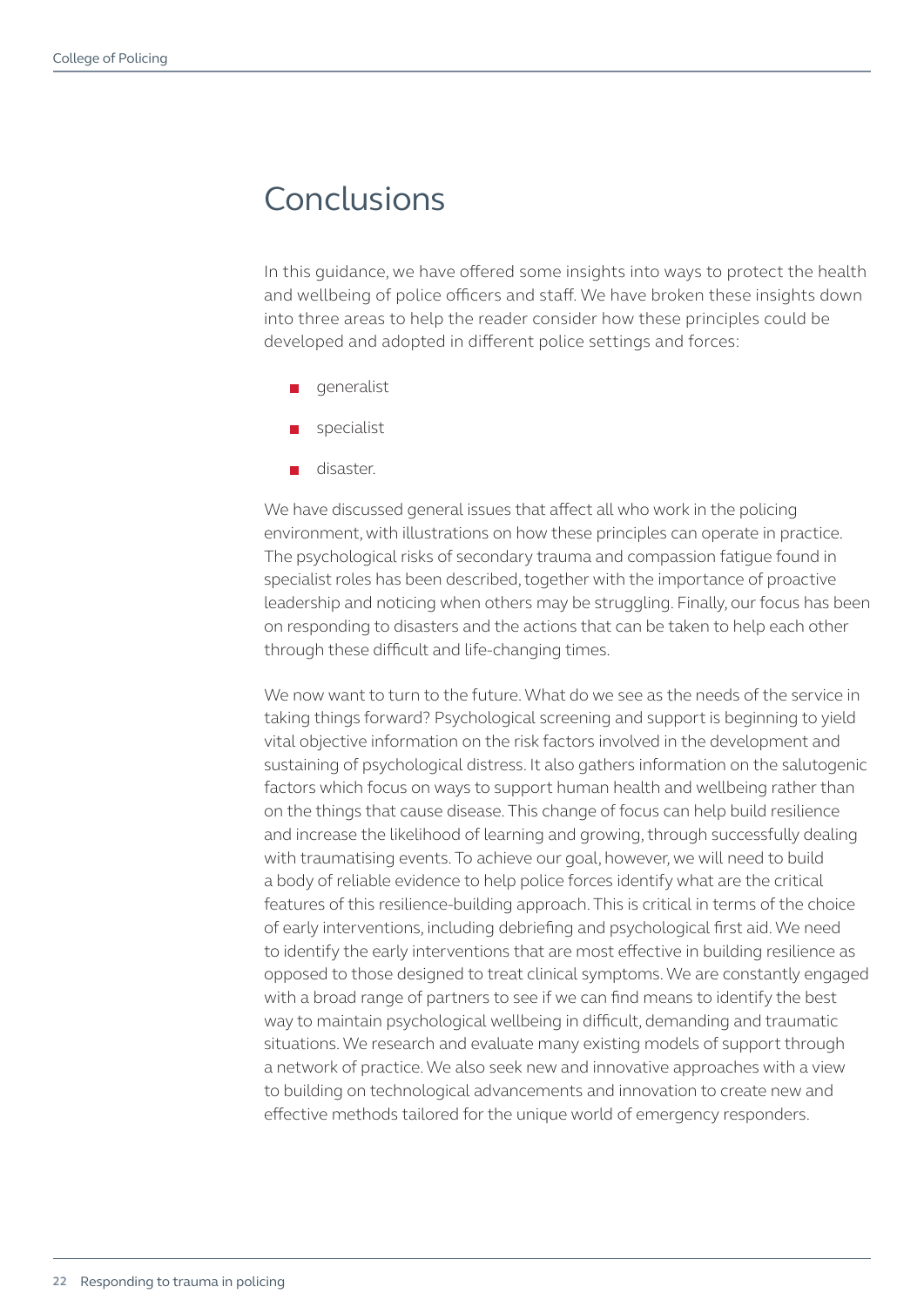# Conclusions

In this guidance, we have offered some insights into ways to protect the health and wellbeing of police officers and staff. We have broken these insights down into three areas to help the reader consider how these principles could be developed and adopted in different police settings and forces:

- generalist
- specialist
- disaster.

We have discussed general issues that affect all who work in the policing environment, with illustrations on how these principles can operate in practice. The psychological risks of secondary trauma and compassion fatigue found in specialist roles has been described, together with the importance of proactive leadership and noticing when others may be struggling. Finally, our focus has been on responding to disasters and the actions that can be taken to help each other through these difficult and life-changing times.

We now want to turn to the future. What do we see as the needs of the service in taking things forward? Psychological screening and support is beginning to yield vital objective information on the risk factors involved in the development and sustaining of psychological distress. It also gathers information on the salutogenic factors which focus on ways to support human health and wellbeing rather than on the things that cause disease. This change of focus can help build resilience and increase the likelihood of learning and growing, through successfully dealing with traumatising events. To achieve our goal, however, we will need to build a body of reliable evidence to help police forces identify what are the critical features of this resilience-building approach. This is critical in terms of the choice of early interventions, including debriefing and psychological first aid. We need to identify the early interventions that are most effective in building resilience as opposed to those designed to treat clinical symptoms. We are constantly engaged with a broad range of partners to see if we can find means to identify the best way to maintain psychological wellbeing in difficult, demanding and traumatic situations. We research and evaluate many existing models of support through a network of practice. We also seek new and innovative approaches with a view to building on technological advancements and innovation to create new and effective methods tailored for the unique world of emergency responders.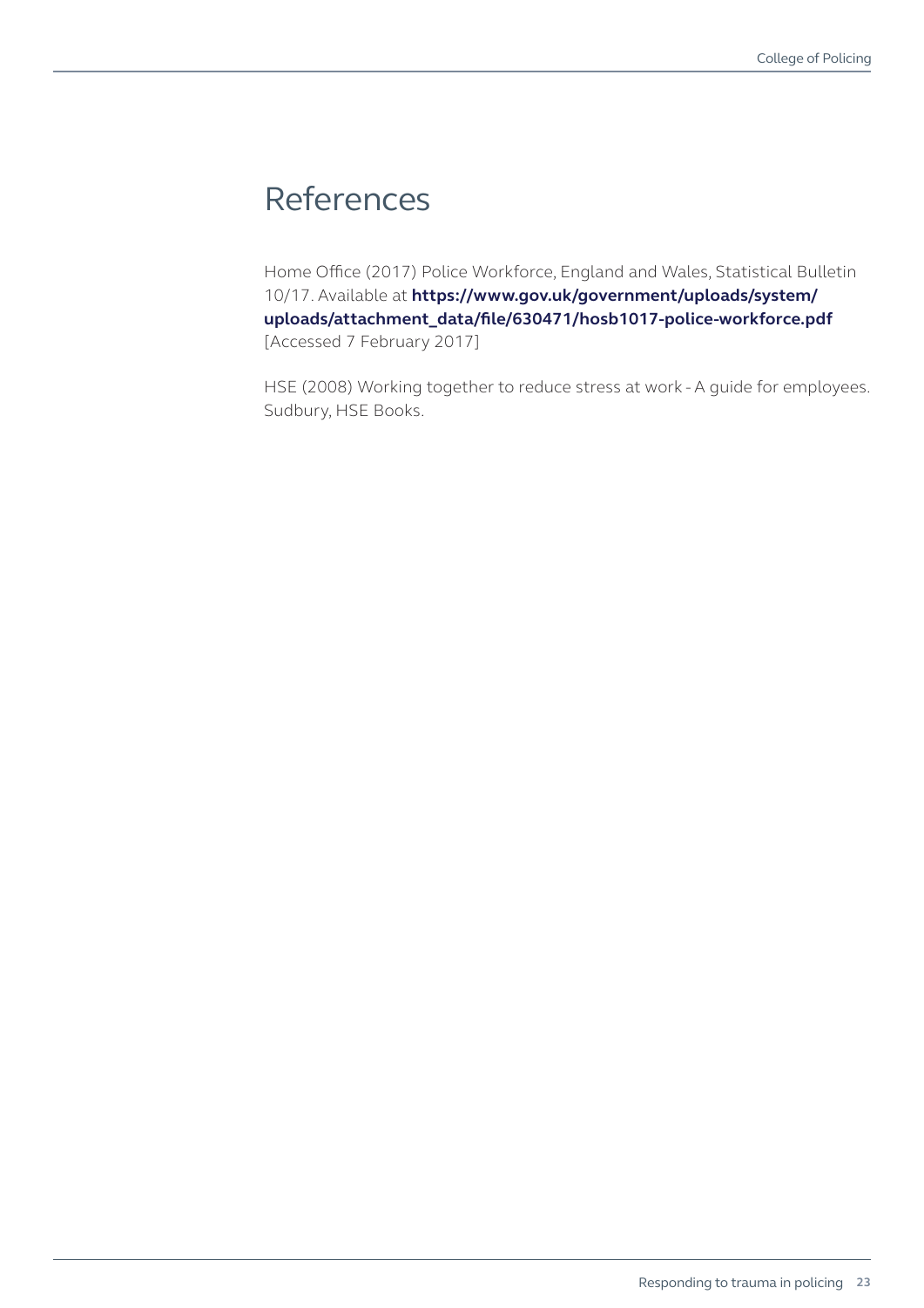# References

Home Office (2017) Police Workforce, England and Wales, Statistical Bulletin 10/17. Available at **https://www.gov.uk/government/uploads/system/uploads/attachment_data/file/630471/hosb1017-police-workforce.pdf** [Accessed 7 February 2017]

HSE (2008) Working together to reduce stress at work - A guide for employees. Sudbury, HSE Books.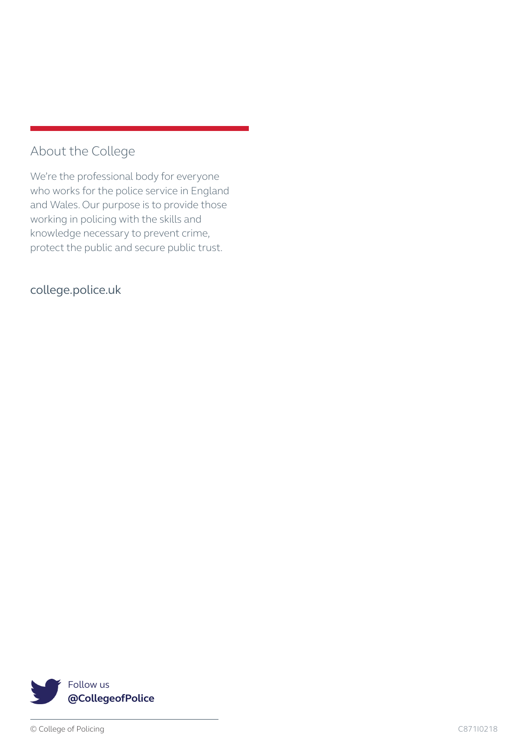## About the College

We're the professional body for everyone who works for the police service in England and Wales. Our purpose is to provide those working in policing with the skills and knowledge necessary to prevent crime, protect the public and secure public trust.

college.police.uk

Follow us
**@CollegeofPolice**

© College of Policing

C871I0218